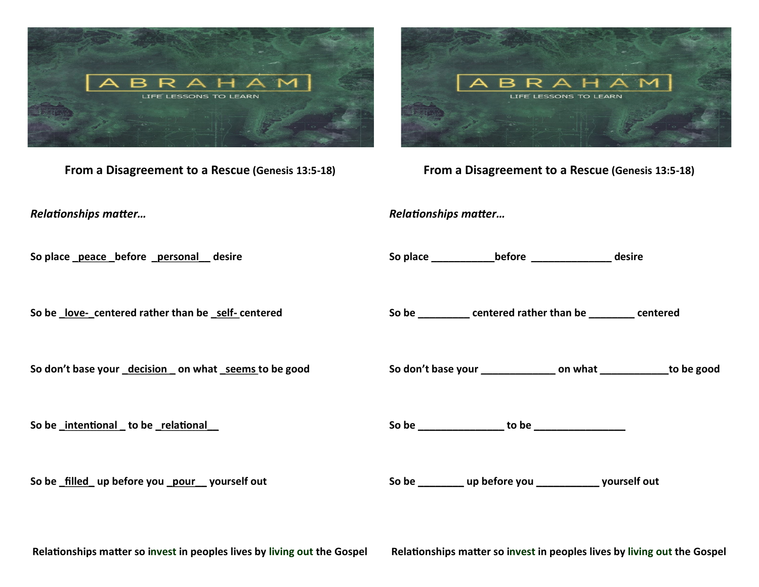ABRAHAM

LIFE LESSONS TO LEARN

## From a Disagreement to a Rescue (Genesis 13:5-18)

***Relationships matter…***

**So place _peace _before _personal__ desire**

**So be _love-_centered rather than be _self- centered**

**So don't base your _decision__ on what _seems to be good**

**So be _intentional _ to be _relational__**

**So be _filled_ up before you _pour__ yourself out**

**Relationships matter so invest in peoples lives by living out the Gospel**

ABRAHAM

LIFE LESSONS TO LEARN

## From a Disagreement to a Rescue (Genesis 13:5-18)

***Relationships matter…***

**So place ___________before ______________ desire**

**So be _________ centered rather than be ________ centered**

**So don't base your _____________ on what ____________to be good**

**So be _______________ to be ________________**

**So be ________ up before you ___________ yourself out**

**Relationships matter so invest in peoples lives by living out the Gospel**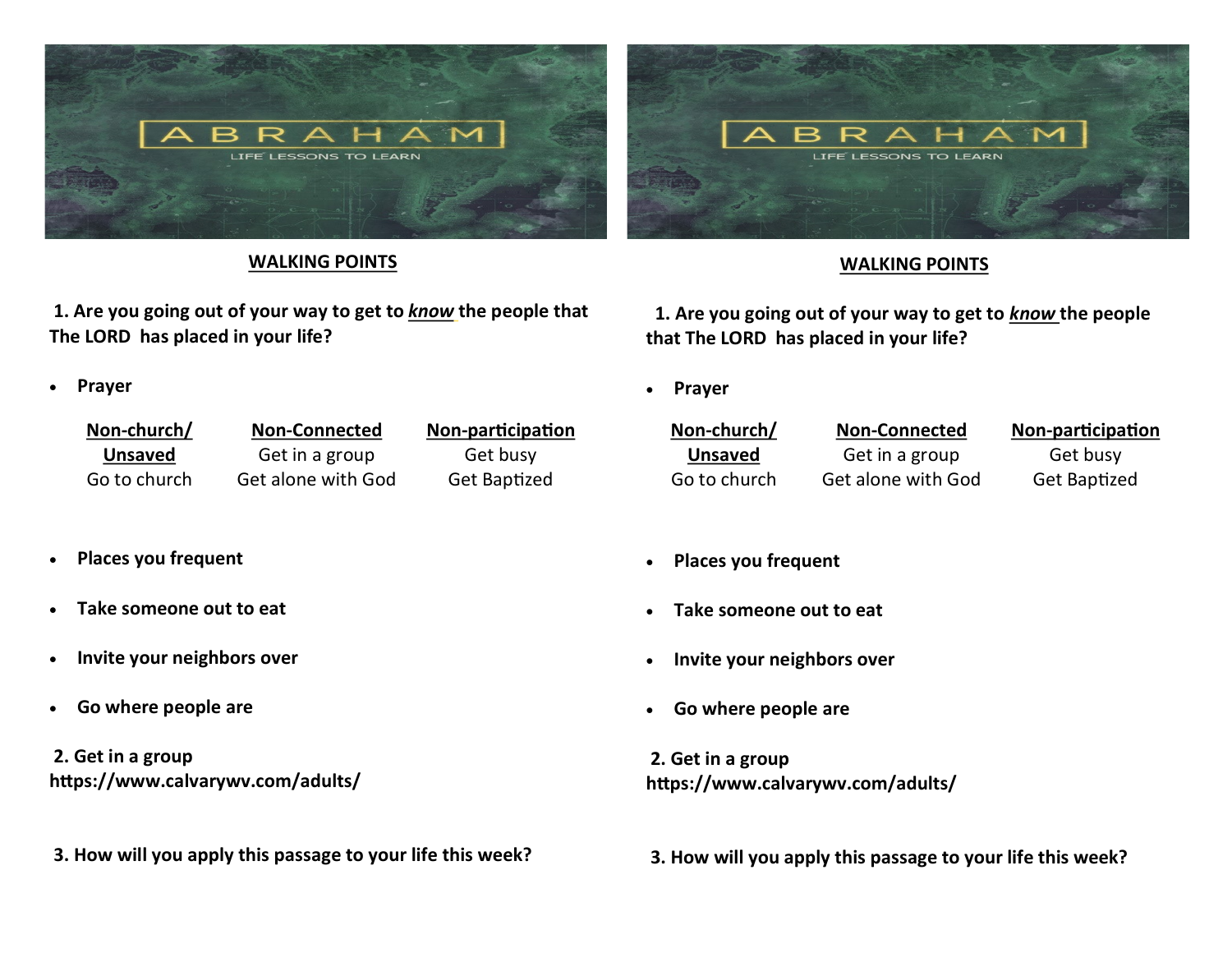ABRAHAM

LIFE LESSONS TO LEARN

**WALKING POINTS**

**1. Are you going out of your way to get to *know* the people that The LORD has placed in your life?**

- **Prayer**

| **Non-church/ Unsaved** | **Non-Connected** | **Non-participation** |
|---|---|---|
| Go to church | Get in a group | Get busy |
| | Get alone with God | Get Baptized |

- **Places you frequent**
- **Take someone out to eat**
- **Invite your neighbors over**
- **Go where people are**

**2. Get in a group**
**https://www.calvarywv.com/adults/**

**3. How will you apply this passage to your life this week?**

ABRAHAM

LIFE LESSONS TO LEARN

**WALKING POINTS**

**1. Are you going out of your way to get to *know* the people that The LORD has placed in your life?**

- **Prayer**

| **Non-church/ Unsaved** | **Non-Connected** | **Non-participation** |
|---|---|---|
| Go to church | Get in a group | Get busy |
| | Get alone with God | Get Baptized |

- **Places you frequent**
- **Take someone out to eat**
- **Invite your neighbors over**
- **Go where people are**

**2. Get in a group**
**https://www.calvarywv.com/adults/**

**3. How will you apply this passage to your life this week?**